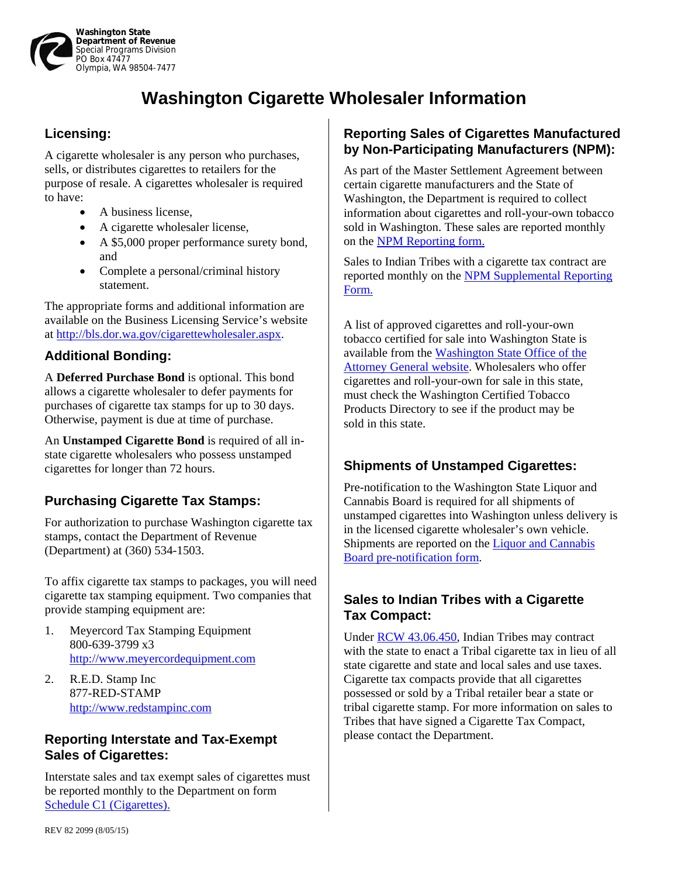Washington State
Department of Revenue
Special Programs Division
PO Box 47477
Olympia, WA 98504-7477

# Washington Cigarette Wholesaler Information

## Licensing:

A cigarette wholesaler is any person who purchases, sells, or distributes cigarettes to retailers for the purpose of resale. A cigarettes wholesaler is required to have:

- A business license,
- A cigarette wholesaler license,
- A $5,000 proper performance surety bond, and
- Complete a personal/criminal history statement.

The appropriate forms and additional information are available on the Business Licensing Service's website at [http://bls.dor.wa.gov/cigarettewholesaler.aspx](http://bls.dor.wa.gov/cigarettewholesaler.aspx).

## Additional Bonding:

A **Deferred Purchase Bond** is optional. This bond allows a cigarette wholesaler to defer payments for purchases of cigarette tax stamps for up to 30 days. Otherwise, payment is due at time of purchase.

An **Unstamped Cigarette Bond** is required of all in-state cigarette wholesalers who possess unstamped cigarettes for longer than 72 hours.

## Purchasing Cigarette Tax Stamps:

For authorization to purchase Washington cigarette tax stamps, contact the Department of Revenue (Department) at (360) 534-1503.

To affix cigarette tax stamps to packages, you will need cigarette tax stamping equipment. Two companies that provide stamping equipment are:

1. Meyercord Tax Stamping Equipment
   800-639-3799 x3
   [http://www.meyercordequipment.com](http://www.meyercordequipment.com)
2. R.E.D. Stamp Inc
   877-RED-STAMP
   [http://www.redstampinc.com](http://www.redstampinc.com)

## Reporting Interstate and Tax-Exempt Sales of Cigarettes:

Interstate sales and tax exempt sales of cigarettes must be reported monthly to the Department on form Schedule C1 (Cigarettes).

## Reporting Sales of Cigarettes Manufactured by Non-Participating Manufacturers (NPM):

As part of the Master Settlement Agreement between certain cigarette manufacturers and the State of Washington, the Department is required to collect information about cigarettes and roll-your-own tobacco sold in Washington. These sales are reported monthly on the NPM Reporting form.

Sales to Indian Tribes with a cigarette tax contract are reported monthly on the NPM Supplemental Reporting Form.

A list of approved cigarettes and roll-your-own tobacco certified for sale into Washington State is available from the Washington State Office of the Attorney General website. Wholesalers who offer cigarettes and roll-your-own for sale in this state, must check the Washington Certified Tobacco Products Directory to see if the product may be sold in this state.

## Shipments of Unstamped Cigarettes:

Pre-notification to the Washington State Liquor and Cannabis Board is required for all shipments of unstamped cigarettes into Washington unless delivery is in the licensed cigarette wholesaler's own vehicle. Shipments are reported on the Liquor and Cannabis Board pre-notification form.

## Sales to Indian Tribes with a Cigarette Tax Compact:

Under RCW 43.06.450, Indian Tribes may contract with the state to enact a Tribal cigarette tax in lieu of all state cigarette and state and local sales and use taxes. Cigarette tax compacts provide that all cigarettes possessed or sold by a Tribal retailer bear a state or tribal cigarette stamp. For more information on sales to Tribes that have signed a Cigarette Tax Compact, please contact the Department.

REV 82 2099 (8/05/15)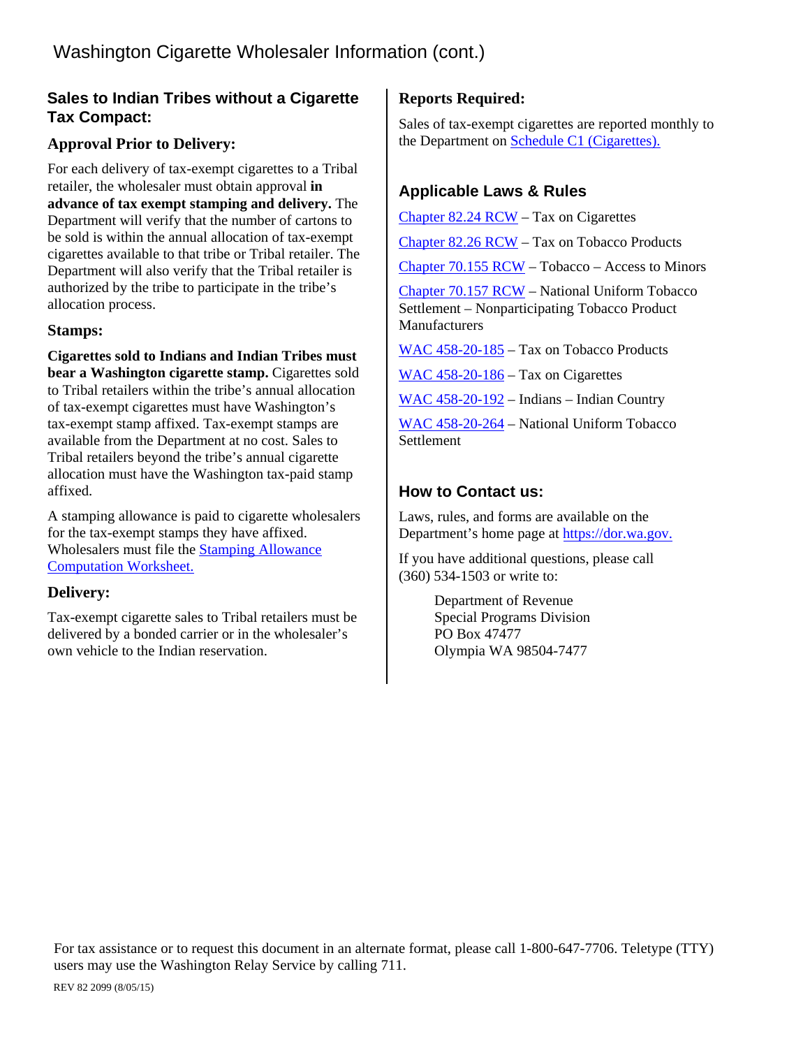# Washington Cigarette Wholesaler Information (cont.)

## Sales to Indian Tribes without a Cigarette Tax Compact:

### Approval Prior to Delivery:

For each delivery of tax-exempt cigarettes to a Tribal retailer, the wholesaler must obtain approval **in advance of tax exempt stamping and delivery.** The Department will verify that the number of cartons to be sold is within the annual allocation of tax-exempt cigarettes available to that tribe or Tribal retailer. The Department will also verify that the Tribal retailer is authorized by the tribe to participate in the tribe's allocation process.

### Stamps:

**Cigarettes sold to Indians and Indian Tribes must bear a Washington cigarette stamp.** Cigarettes sold to Tribal retailers within the tribe's annual allocation of tax-exempt cigarettes must have Washington's tax-exempt stamp affixed. Tax-exempt stamps are available from the Department at no cost. Sales to Tribal retailers beyond the tribe's annual cigarette allocation must have the Washington tax-paid stamp affixed.

A stamping allowance is paid to cigarette wholesalers for the tax-exempt stamps they have affixed. Wholesalers must file the Stamping Allowance Computation Worksheet.

### Delivery:

Tax-exempt cigarette sales to Tribal retailers must be delivered by a bonded carrier or in the wholesaler's own vehicle to the Indian reservation.

### Reports Required:

Sales of tax-exempt cigarettes are reported monthly to the Department on Schedule C1 (Cigarettes).

## Applicable Laws & Rules

Chapter 82.24 RCW – Tax on Cigarettes

Chapter 82.26 RCW – Tax on Tobacco Products

Chapter 70.155 RCW – Tobacco – Access to Minors

Chapter 70.157 RCW – National Uniform Tobacco Settlement – Nonparticipating Tobacco Product Manufacturers

WAC 458-20-185 – Tax on Tobacco Products

WAC 458-20-186 – Tax on Cigarettes

WAC 458-20-192 – Indians – Indian Country

WAC 458-20-264 – National Uniform Tobacco Settlement

## How to Contact us:

Laws, rules, and forms are available on the Department's home page at https://dor.wa.gov.

If you have additional questions, please call (360) 534-1503 or write to:

Department of Revenue
Special Programs Division
PO Box 47477
Olympia WA 98504-7477

For tax assistance or to request this document in an alternate format, please call 1-800-647-7706. Teletype (TTY) users may use the Washington Relay Service by calling 711.

REV 82 2099 (8/05/15)